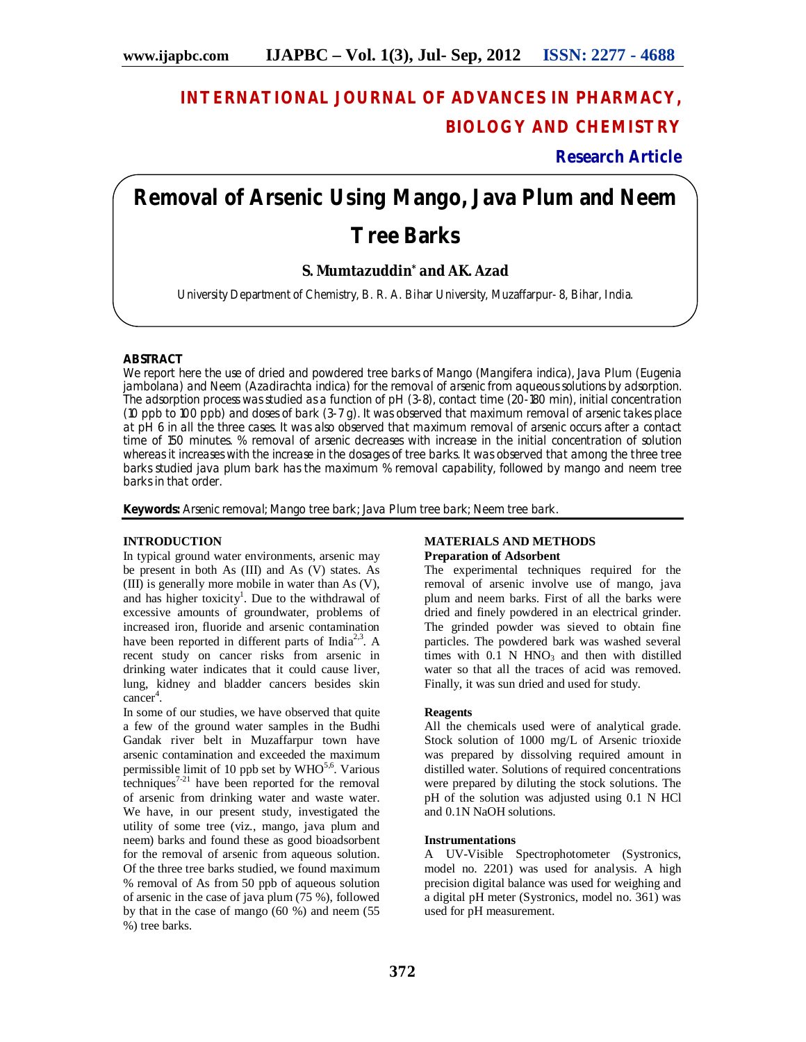# INTERNATIONAL JOURNAL OF ADVANCES IN PHARMACY, BIOLOGY AND CHEMISTRY

**Research Article**

# Removal of Arsenic Using Mango, Java Plum and Neem Tree Barks

**S. Mumtazuddin*** **and AK. Azad**

University Department of Chemistry, B. R. A. Bihar University, Muzaffarpur- 8, Bihar, India.

## ABSTRACT

We report here the use of dried and powdered tree barks of Mango (*Mangifera indica*), Java Plum (*Eugenia jambolana*) and Neem (*Azadirachta indica*) for the removal of arsenic from aqueous solutions by adsorption. The adsorption process was studied as a function of pH (3-8), contact time (20-180 min), initial concentration (10 ppb to 100 ppb) and doses of bark (3-7 g). It was observed that maximum removal of arsenic takes place at pH 6 in all the three cases. It was also observed that maximum removal of arsenic occurs after a contact time of 150 minutes. % removal of arsenic decreases with increase in the initial concentration of solution whereas it increases with the increase in the dosages of tree barks. It was observed that among the three tree barks studied java plum bark has the maximum % removal capability, followed by mango and neem tree barks in that order.

**Keywords:** Arsenic removal; Mango tree bark; Java Plum tree bark; Neem tree bark.

## INTRODUCTION

In typical ground water environments, arsenic may be present in both As (III) and As (V) states. As (III) is generally more mobile in water than As (V), and has higher toxicity[1]. Due to the withdrawal of excessive amounts of groundwater, problems of increased iron, fluoride and arsenic contamination have been reported in different parts of India[2,3]. A recent study on cancer risks from arsenic in drinking water indicates that it could cause liver, lung, kidney and bladder cancers besides skin cancer[4].

In some of our studies, we have observed that quite a few of the ground water samples in the Budhi Gandak river belt in Muzaffarpur town have arsenic contamination and exceeded the maximum permissible limit of 10 ppb set by WHO[5,6]. Various techniques[7-21] have been reported for the removal of arsenic from drinking water and waste water. We have, in our present study, investigated the utility of some tree (viz., mango, java plum and neem) barks and found these as good bioadsorbent for the removal of arsenic from aqueous solution. Of the three tree barks studied, we found maximum % removal of As from 50 ppb of aqueous solution of arsenic in the case of java plum (75 %), followed by that in the case of mango (60 %) and neem (55 %) tree barks.

## MATERIALS AND METHODS

### Preparation of Adsorbent

The experimental techniques required for the removal of arsenic involve use of mango, java plum and neem barks. First of all the barks were dried and finely powdered in an electrical grinder. The grinded powder was sieved to obtain fine particles. The powdered bark was washed several times with 0.1 N $HNO_3$ and then with distilled water so that all the traces of acid was removed. Finally, it was sun dried and used for study.

### Reagents

All the chemicals used were of analytical grade. Stock solution of 1000 mg/L of Arsenic trioxide was prepared by dissolving required amount in distilled water. Solutions of required concentrations were prepared by diluting the stock solutions. The pH of the solution was adjusted using 0.1 N HCl and 0.1N NaOH solutions.

### Instrumentations

A UV-Visible Spectrophotometer (Systronics, model no. 2201) was used for analysis. A high precision digital balance was used for weighing and a digital pH meter (Systronics, model no. 361) was used for pH measurement.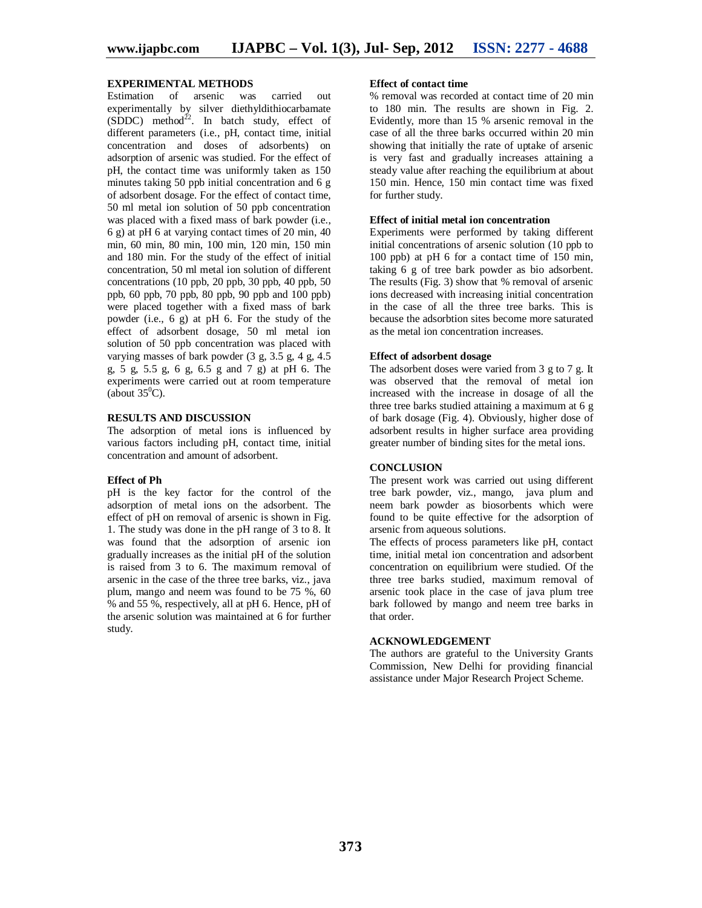## EXPERIMENTAL METHODS

Estimation of arsenic was carried out experimentally by silver diethyldithiocarbamate (SDDC) method[22]. In batch study, effect of different parameters (i.e., pH, contact time, initial concentration and doses of adsorbents) on adsorption of arsenic was studied. For the effect of pH, the contact time was uniformly taken as 150 minutes taking 50 ppb initial concentration and 6 g of adsorbent dosage. For the effect of contact time, 50 ml metal ion solution of 50 ppb concentration was placed with a fixed mass of bark powder (i.e., 6 g) at pH 6 at varying contact times of 20 min, 40 min, 60 min, 80 min, 100 min, 120 min, 150 min and 180 min. For the study of the effect of initial concentration, 50 ml metal ion solution of different concentrations (10 ppb, 20 ppb, 30 ppb, 40 ppb, 50 ppb, 60 ppb, 70 ppb, 80 ppb, 90 ppb and 100 ppb) were placed together with a fixed mass of bark powder (i.e., 6 g) at pH 6. For the study of the effect of adsorbent dosage, 50 ml metal ion solution of 50 ppb concentration was placed with varying masses of bark powder (3 g, 3.5 g, 4 g, 4.5 g, 5 g, 5.5 g, 6 g, 6.5 g and 7 g) at pH 6. The experiments were carried out at room temperature (about $35^0$C).

## RESULTS AND DISCUSSION

The adsorption of metal ions is influenced by various factors including pH, contact time, initial concentration and amount of adsorbent.

### Effect of Ph

pH is the key factor for the control of the adsorption of metal ions on the adsorbent. The effect of pH on removal of arsenic is shown in Fig. 1. The study was done in the pH range of 3 to 8. It was found that the adsorption of arsenic ion gradually increases as the initial pH of the solution is raised from 3 to 6. The maximum removal of arsenic in the case of the three tree barks, viz., java plum, mango and neem was found to be 75 %, 60 % and 55 %, respectively, all at pH 6. Hence, pH of the arsenic solution was maintained at 6 for further study.

### Effect of contact time

% removal was recorded at contact time of 20 min to 180 min. The results are shown in Fig. 2. Evidently, more than 15 % arsenic removal in the case of all the three barks occurred within 20 min showing that initially the rate of uptake of arsenic is very fast and gradually increases attaining a steady value after reaching the equilibrium at about 150 min. Hence, 150 min contact time was fixed for further study.

### Effect of initial metal ion concentration

Experiments were performed by taking different initial concentrations of arsenic solution (10 ppb to 100 ppb) at pH 6 for a contact time of 150 min, taking 6 g of tree bark powder as bio adsorbent. The results (Fig. 3) show that % removal of arsenic ions decreased with increasing initial concentration in the case of all the three tree barks. This is because the adsorbtion sites become more saturated as the metal ion concentration increases.

### Effect of adsorbent dosage

The adsorbent doses were varied from 3 g to 7 g. It was observed that the removal of metal ion increased with the increase in dosage of all the three tree barks studied attaining a maximum at 6 g of bark dosage (Fig. 4). Obviously, higher dose of adsorbent results in higher surface area providing greater number of binding sites for the metal ions.

## CONCLUSION

The present work was carried out using different tree bark powder, viz., mango, java plum and neem bark powder as biosorbents which were found to be quite effective for the adsorption of arsenic from aqueous solutions.

The effects of process parameters like pH, contact time, initial metal ion concentration and adsorbent concentration on equilibrium were studied. Of the three tree barks studied, maximum removal of arsenic took place in the case of java plum tree bark followed by mango and neem tree barks in that order.

## ACKNOWLEDGEMENT

The authors are grateful to the University Grants Commission, New Delhi for providing financial assistance under Major Research Project Scheme.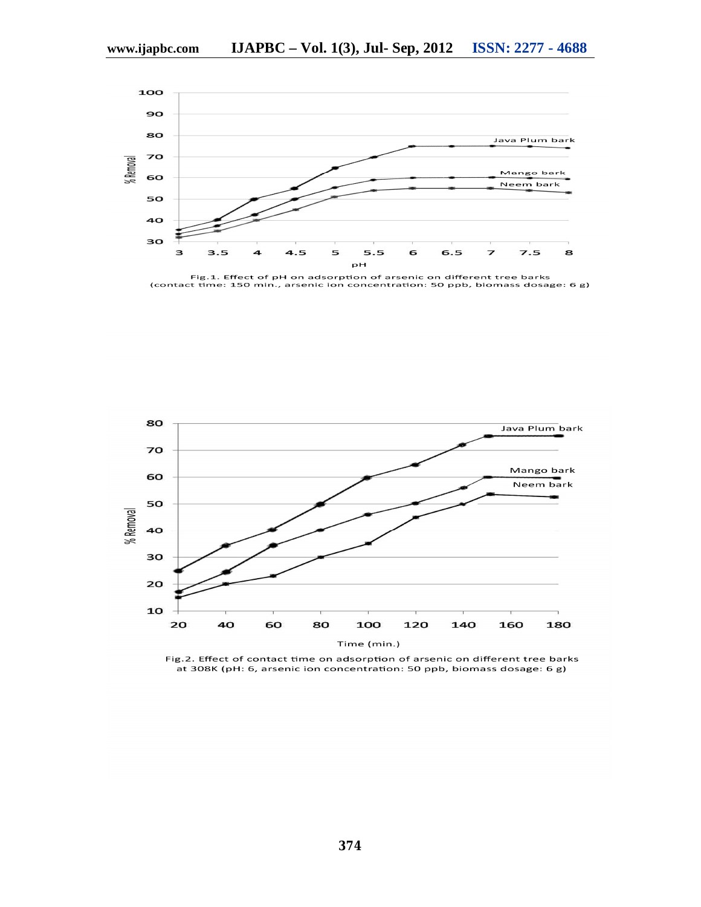Fig.1. Effect of pH on adsorption of arsenic on different tree barks (contact time: 150 min., arsenic ion concentration: 50 ppb, biomass dosage: 6 g)

Fig.2. Effect of contact time on adsorption of arsenic on different tree barks at 308K (pH: 6, arsenic ion concentration: 50 ppb, biomass dosage: 6 g)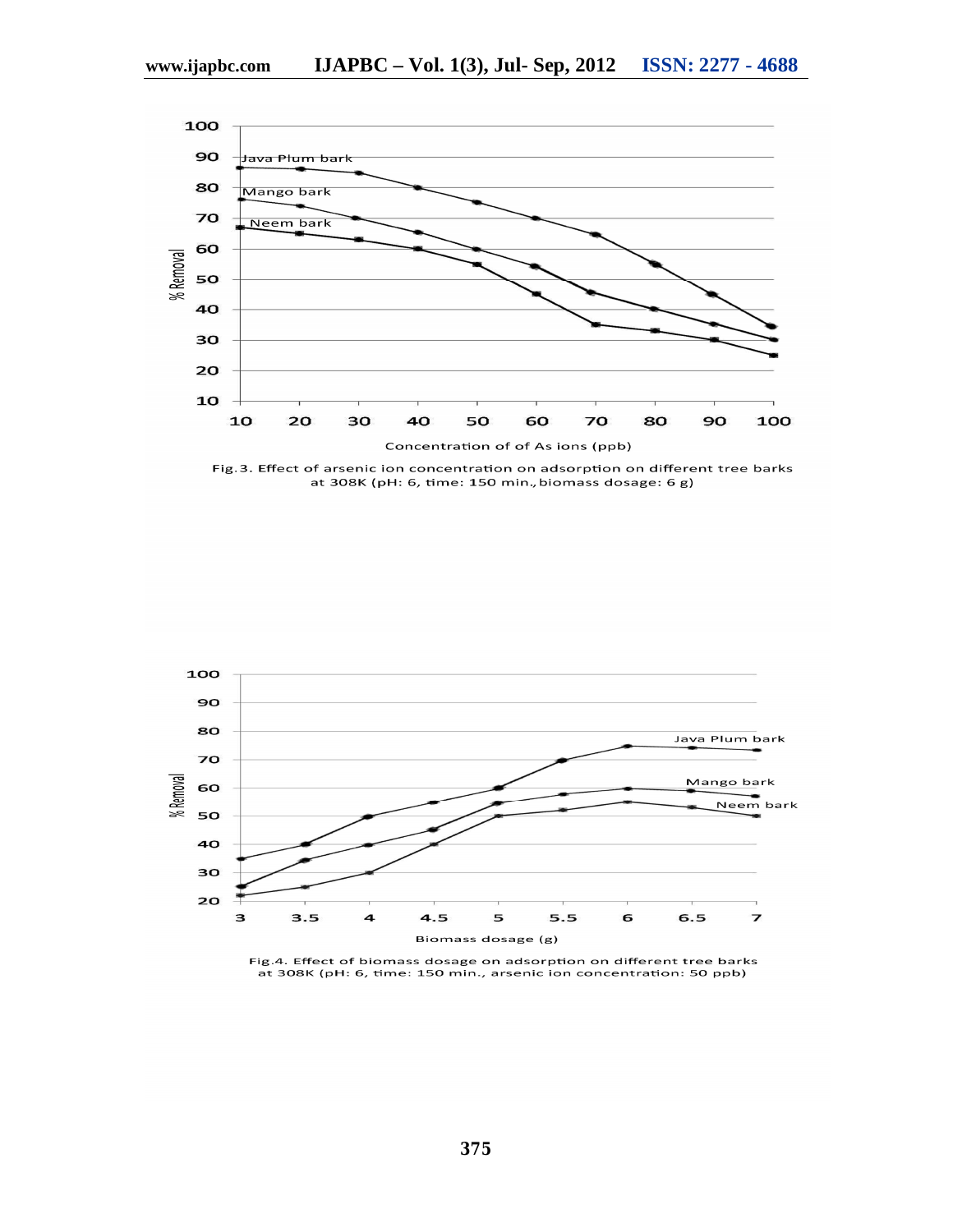Fig.3. Effect of arsenic ion concentration on adsorption on different tree barks at 308K (pH: 6, time: 150 min., biomass dosage: 6 g)

Fig.4. Effect of biomass dosage on adsorption on different tree barks at 308K (pH: 6, time: 150 min., arsenic ion concentration: 50 ppb)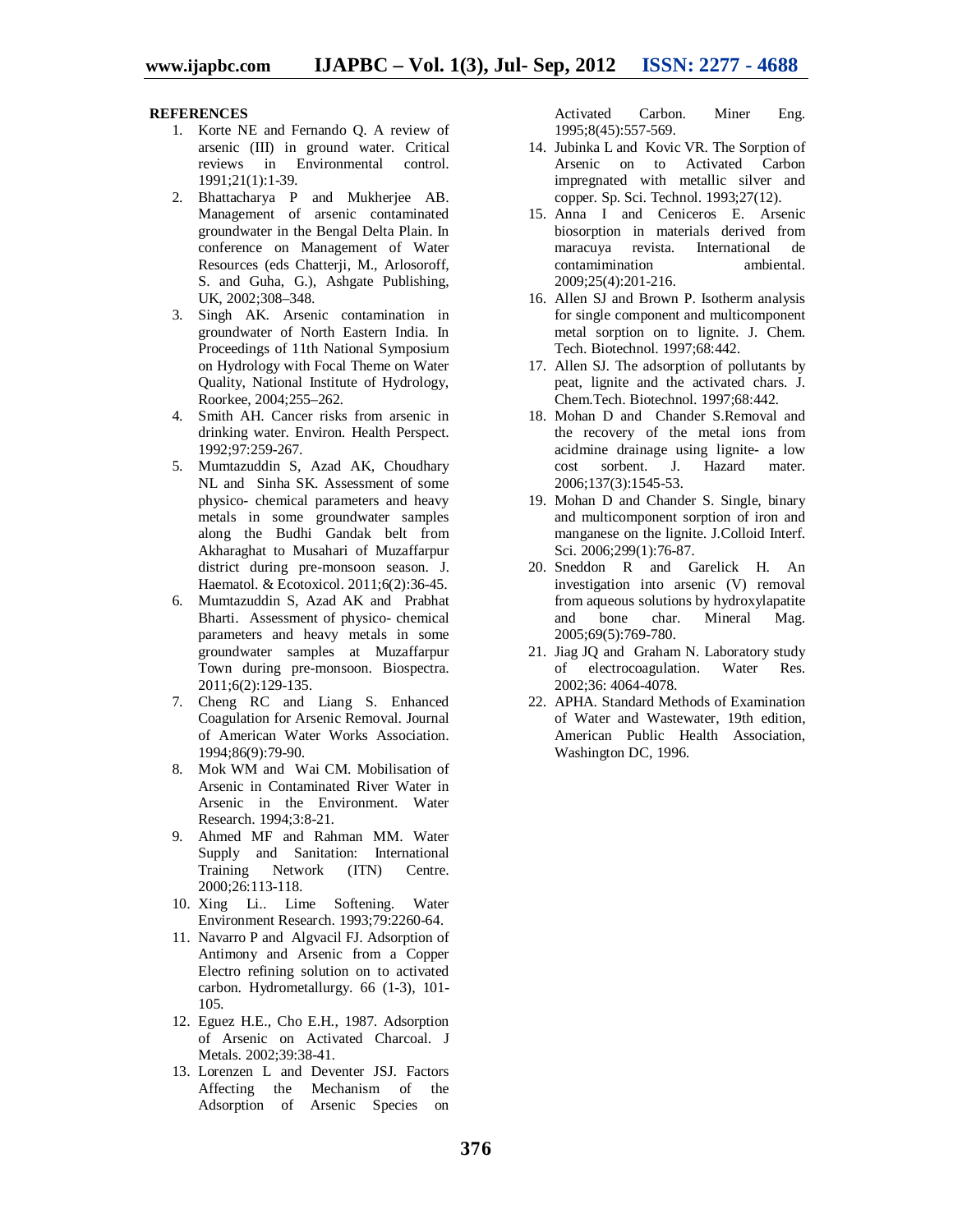**REFERENCES**

1. Korte NE and Fernando Q. A review of arsenic (III) in ground water. Critical reviews in Environmental control. 1991;21(1):1-39.
2. Bhattacharya P and Mukherjee AB. Management of arsenic contaminated groundwater in the Bengal Delta Plain. In conference on Management of Water Resources (eds Chatterji, M., Arlosoroff, S. and Guha, G.), Ashgate Publishing, UK, 2002;308–348.
3. Singh AK. Arsenic contamination in groundwater of North Eastern India. In Proceedings of 11th National Symposium on Hydrology with Focal Theme on Water Quality, National Institute of Hydrology, Roorkee, 2004;255–262.
4. Smith AH. Cancer risks from arsenic in drinking water. Environ. Health Perspect. 1992;97:259-267.
5. Mumtazuddin S, Azad AK, Choudhary NL and Sinha SK. Assessment of some physico- chemical parameters and heavy metals in some groundwater samples along the Budhi Gandak belt from Akharaghat to Musahari of Muzaffarpur district during pre-monsoon season. J. Haematol. & Ecotoxicol. 2011;6(2):36-45.
6. Mumtazuddin S, Azad AK and Prabhat Bharti. Assessment of physico- chemical parameters and heavy metals in some groundwater samples at Muzaffarpur Town during pre-monsoon. Biospectra. 2011;6(2):129-135.
7. Cheng RC and Liang S. Enhanced Coagulation for Arsenic Removal. Journal of American Water Works Association. 1994;86(9):79-90.
8. Mok WM and Wai CM. Mobilisation of Arsenic in Contaminated River Water in Arsenic in the Environment. Water Research. 1994;3:8-21.
9. Ahmed MF and Rahman MM. Water Supply and Sanitation: International Training Network (ITN) Centre. 2000;26:113-118.
10. Xing Li.. Lime Softening. Water Environment Research. 1993;79:2260-64.
11. Navarro P and Algvacil FJ. Adsorption of Antimony and Arsenic from a Copper Electro refining solution on to activated carbon. Hydrometallurgy. 66 (1-3), 101-105.
12. Eguez H.E., Cho E.H., 1987. Adsorption of Arsenic on Activated Charcoal. J Metals. 2002;39:38-41.
13. Lorenzen L and Deventer JSJ. Factors Affecting the Mechanism of the Adsorption of Arsenic Species on Activated Carbon. Miner Eng. 1995;8(45):557-569.
14. Jubinka L and Kovic VR. The Sorption of Arsenic on to Activated Carbon impregnated with metallic silver and copper. Sp. Sci. Technol. 1993;27(12).
15. Anna I and Ceniceros E. Arsenic biosorption in materials derived from maracuya revista. International de contamimination ambiental. 2009;25(4):201-216.
16. Allen SJ and Brown P. Isotherm analysis for single component and multicomponent metal sorption on to lignite. J. Chem. Tech. Biotechnol. 1997;68:442.
17. Allen SJ. The adsorption of pollutants by peat, lignite and the activated chars. J. Chem.Tech. Biotechnol. 1997;68:442.
18. Mohan D and Chander S.Removal and the recovery of the metal ions from acidmine drainage using lignite- a low cost sorbent. J. Hazard mater. 2006;137(3):1545-53.
19. Mohan D and Chander S. Single, binary and multicomponent sorption of iron and manganese on the lignite. J.Colloid Interf. Sci. 2006;299(1):76-87.
20. Sneddon R and Garelick H. An investigation into arsenic (V) removal from aqueous solutions by hydroxylapatite and bone char. Mineral Mag. 2005;69(5):769-780.
21. Jiag JQ and Graham N. Laboratory study of electrocoagulation. Water Res. 2002;36: 4064-4078.
22. APHA. Standard Methods of Examination of Water and Wastewater, 19th edition, American Public Health Association, Washington DC, 1996.